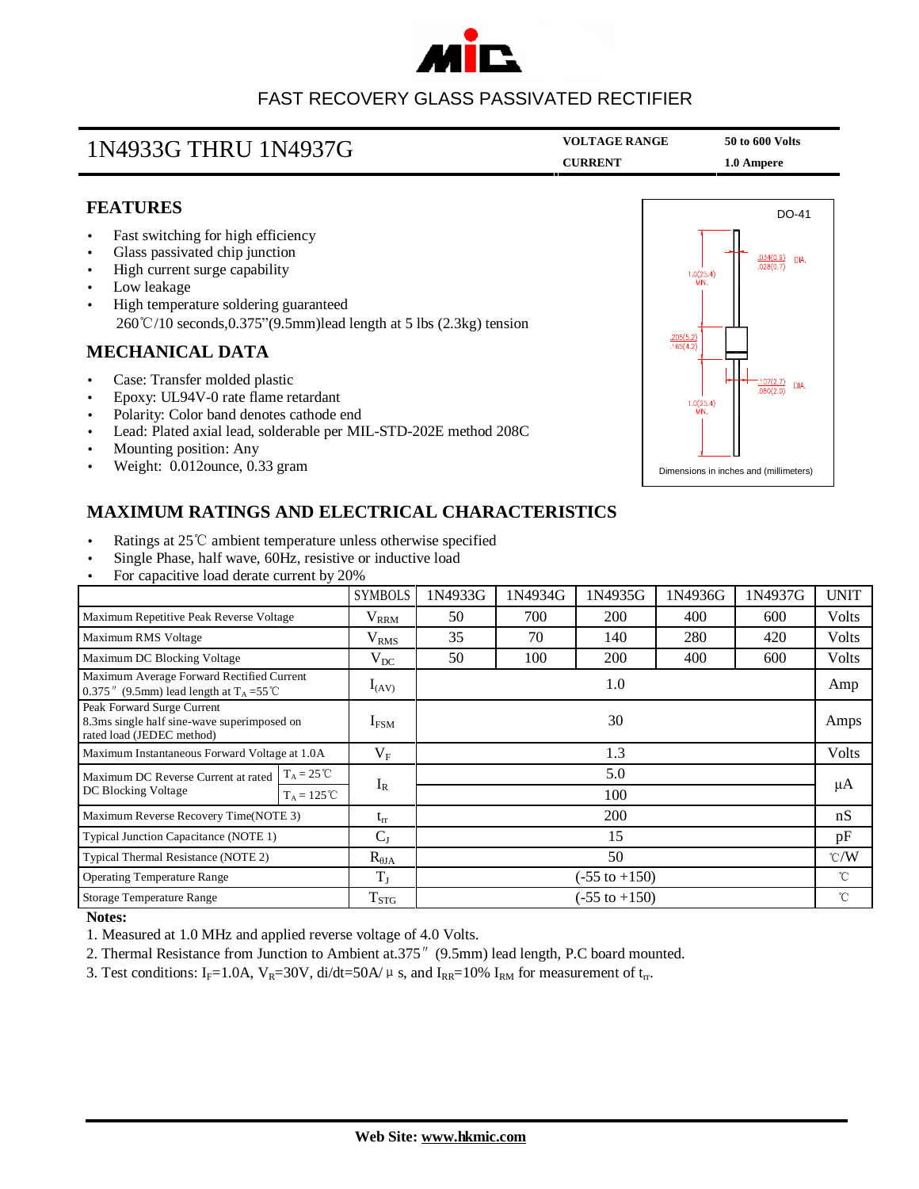# FAST RECOVERY GLASS PASSIVATED RECTIFIER

## 1N4933G THRU 1N4937G

| VOLTAGE RANGE | 50 to 600 Volts |
|---|---|
| CURRENT | 1.0 Ampere |

## FEATURES

- Fast switching for high efficiency
- Glass passivated chip junction
- High current surge capability
- Low leakage
- High temperature soldering guaranteed
  260℃/10 seconds,0.375"(9.5mm)lead length at 5 lbs (2.3kg) tension

## MECHANICAL DATA

- Case: Transfer molded plastic
- Epoxy: UL94V-0 rate flame retardant
- Polarity: Color band denotes cathode end
- Lead: Plated axial lead, solderable per MIL-STD-202E method 208C
- Mounting position: Any
- Weight: 0.012ounce, 0.33 gram

DO-41

1.0(25.4) MIN.

.034(0.9) .028(0.7) DIA.

.205(5.2) .165(4.2)

.107(2.7) .080(2.0) DIA.

1.0(25.4) MIN.

Dimensions in inches and (millimeters)

## MAXIMUM RATINGS AND ELECTRICAL CHARACTERISTICS

- Ratings at 25℃ ambient temperature unless otherwise specified
- Single Phase, half wave, 60Hz, resistive or inductive load
- For capacitive load derate current by 20%

| | | SYMBOLS | 1N4933G | 1N4934G | 1N4935G | 1N4936G | 1N4937G | UNIT |
|---|---|---|---|---|---|---|---|---|
| Maximum Repetitive Peak Reverse Voltage | | $V_{RRM}$ | 50 | 700 | 200 | 400 | 600 | Volts |
| Maximum RMS Voltage | | $V_{RMS}$ | 35 | 70 | 140 | 280 | 420 | Volts |
| Maximum DC Blocking Voltage | | $V_{DC}$ | 50 | 100 | 200 | 400 | 600 | Volts |
| Maximum Average Forward Rectified Current 0.375" (9.5mm) lead length at $T_A$=55℃ | | $I_{(AV)}$ | 1.0 | | | | | Amp |
| Peak Forward Surge Current 8.3ms single half sine-wave superimposed on rated load (JEDEC method) | | $I_{FSM}$ | 30 | | | | | Amps |
| Maximum Instantaneous Forward Voltage at 1.0A | | $V_F$ | 1.3 | | | | | Volts |
| Maximum DC Reverse Current at rated DC Blocking Voltage | $T_A$ = 25℃ | $I_R$ | 5.0 | | | | | μA |
| | $T_A$ = 125℃ | | 100 | | | | | |
| Maximum Reverse Recovery Time(NOTE 3) | | $t_{rr}$ | 200 | | | | | nS |
| Typical Junction Capacitance (NOTE 1) | | $C_J$ | 15 | | | | | pF |
| Typical Thermal Resistance (NOTE 2) | | $R_{\theta JA}$ | 50 | | | | | ℃/W |
| Operating Temperature Range | | $T_J$ | (-55 to +150) | | | | | ℃ |
| Storage Temperature Range | | $T_{STG}$ | (-55 to +150) | | | | | ℃ |

**Notes:**

1. Measured at 1.0 MHz and applied reverse voltage of 4.0 Volts.
2. Thermal Resistance from Junction to Ambient at.375" (9.5mm) lead length, P.C board mounted.
3. Test conditions: $I_F$=1.0A, $V_R$=30V, di/dt=50A/μs, and $I_{RR}$=10% $I_{RM}$ for measurement of $t_{rr}$.

**Web Site: www.hkmic.com**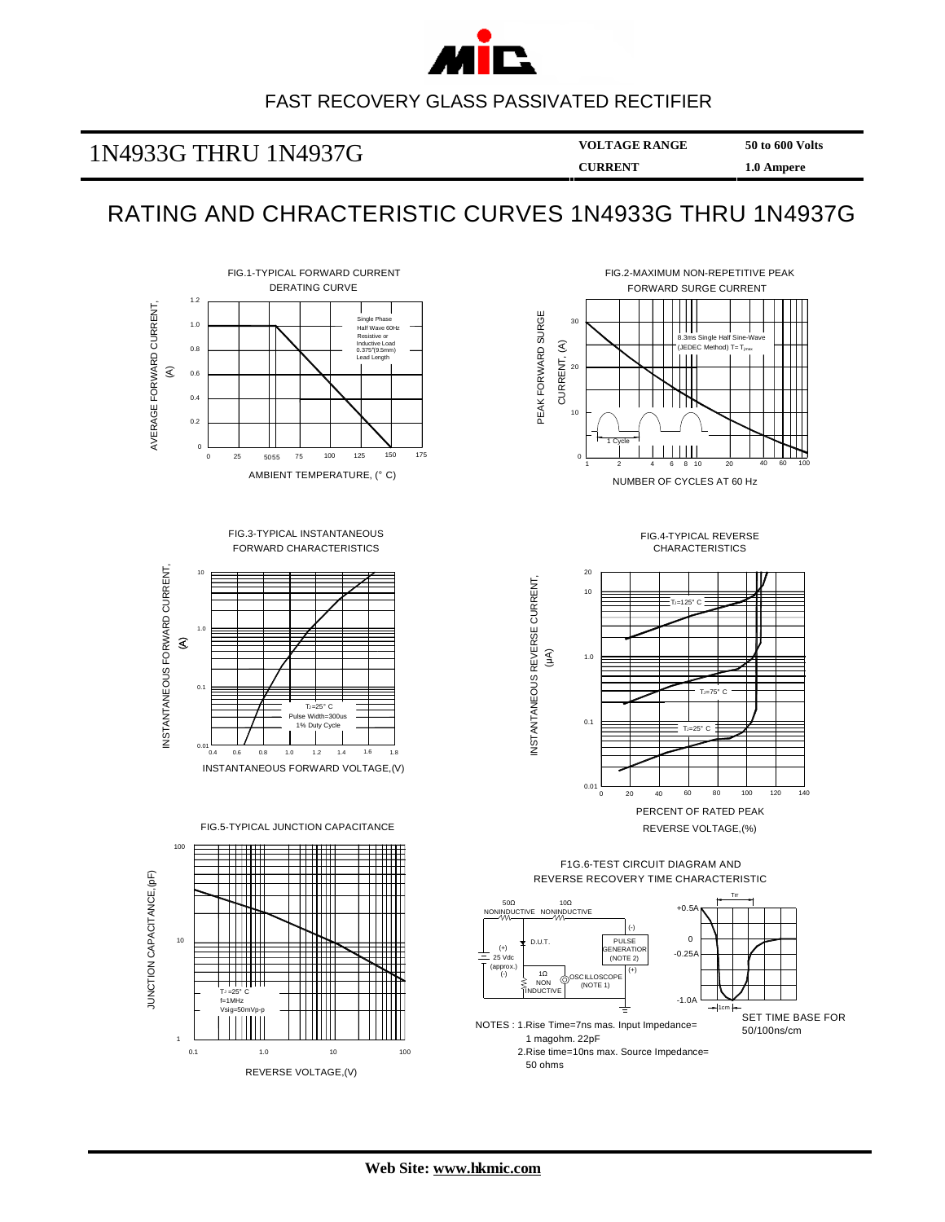FAST RECOVERY GLASS PASSIVATED RECTIFIER

# 1N4933G THRU 1N4937G

| | |
|---|---|
| **VOLTAGE RANGE** | **50 to 600 Volts** |
| **CURRENT** | **1.0 Ampere** |

## RATING AND CHRACTERISTIC CURVES 1N4933G THRU 1N4937G

FIG.1-TYPICAL FORWARD CURRENT DERATING CURVE

AVERAGE FORWARD CURRENT, (A)

1.2
1.0
0.8
0.6
0.4
0.2
0

Single Phase
Half Wave 60Hz
Resistive or
Inductive Load
0.375"(9.5mm)
Lead Length

0 25 5055 75 100 125 150 175

AMBIENT TEMPERATURE, (° C)

FIG.2-MAXIMUM NON-REPETITIVE PEAK FORWARD SURGE CURRENT

PEAK FORWARD SURGE CURRENT, (A)

30
20
10
0

8.3ms Single Half Sine-Wave
(JEDEC Method) T= $T_{jmax}$

1 Cycle

1 2 4 6 8 10 20 40 60 100

NUMBER OF CYCLES AT 60 Hz

FIG.3-TYPICAL INSTANTANEOUS FORWARD CHARACTERISTICS

INSTANTANEOUS FORWARD CURRENT, (A)

10
1.0
0.1
0.01

$T_J$=25° C
Pulse Width=300us
1% Duty Cycle

0.4 0.6 0.8 1.0 1.2 1.4 1.6 1.8

INSTANTANEOUS FORWARD VOLTAGE,(V)

FIG.4-TYPICAL REVERSE CHARACTERISTICS

INSTANTANEOUS REVERSE CURRENT, (μA)

20
10
1.0
0.1
0.01

$T_J$=125° C
$T_J$=75° C
$T_J$=25° C

0 20 40 60 80 100 120 140

PERCENT OF RATED PEAK REVERSE VOLTAGE,(%)

FIG.5-TYPICAL JUNCTION CAPACITANCE

JUNCTION CAPACITANCE,(pF)

100
10
1

$T_J$ =25° C
f=1MHz
Vsig=50mVp-p

0.1 1.0 10 100

REVERSE VOLTAGE,(V)

F1G.6-TEST CIRCUIT DIAGRAM AND REVERSE RECOVERY TIME CHARACTERISTIC

50Ω NONINDUCTIVE
10Ω NONINDUCTIVE
D.U.T.
PULSE GENERATOR (NOTE 2)
(+) 25 Vdc (approx.) (-)
1Ω NON INDUCTIVE
OSCILLOSCOPE (NOTE 1)
(-)
(+)

Trr
+0.5A
0
-0.25A
-1.0A
1cm

SET TIME BASE FOR 50/100ns/cm

NOTES : 1.Rise Time=7ns mas. Input Impedance= 1 magohm. 22pF
2.Rise time=10ns max. Source Impedance= 50 ohms

**Web Site: www.hkmic.com**